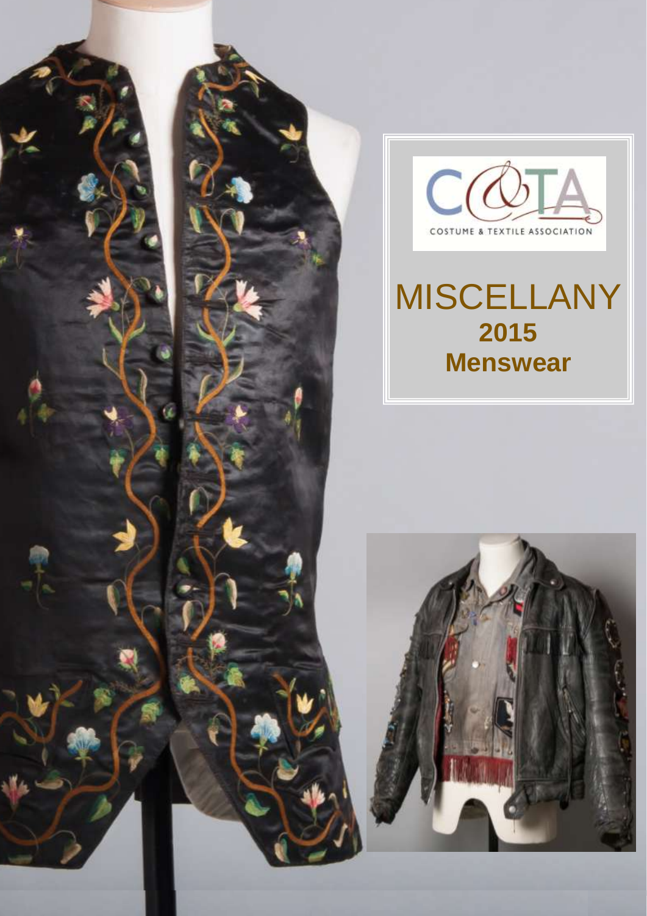COSTUME & TEXTILE ASSOCIATION

# MISCELLANY

## 2015

## Menswear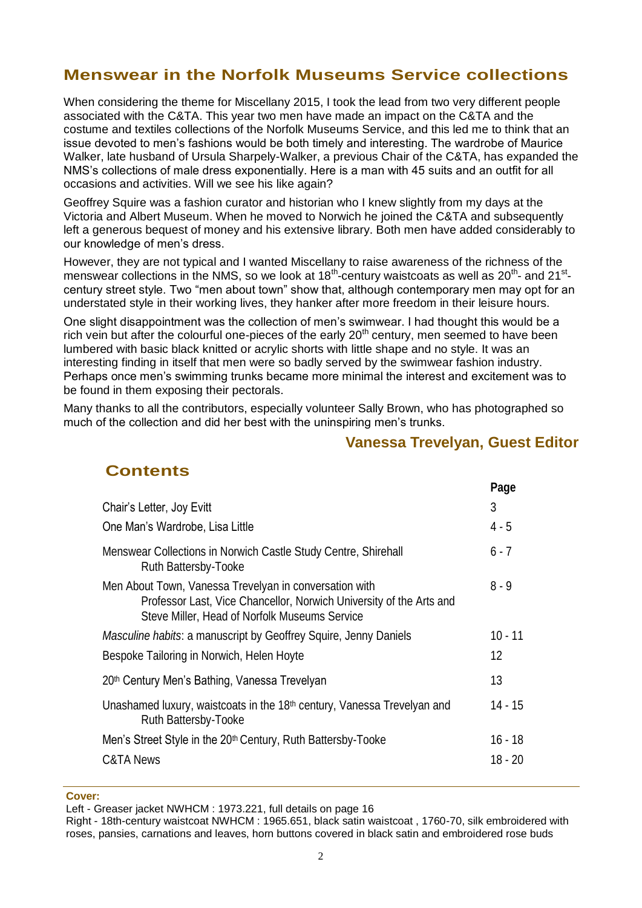## Menswear in the Norfolk Museums Service collections

When considering the theme for Miscellany 2015, I took the lead from two very different people associated with the C&TA. This year two men have made an impact on the C&TA and the costume and textiles collections of the Norfolk Museums Service, and this led me to think that an issue devoted to men's fashions would be both timely and interesting. The wardrobe of Maurice Walker, late husband of Ursula Sharpely-Walker, a previous Chair of the C&TA, has expanded the NMS's collections of male dress exponentially. Here is a man with 45 suits and an outfit for all occasions and activities. Will we see his like again?

Geoffrey Squire was a fashion curator and historian who I knew slightly from my days at the Victoria and Albert Museum. When he moved to Norwich he joined the C&TA and subsequently left a generous bequest of money and his extensive library. Both men have added considerably to our knowledge of men's dress.

However, they are not typical and I wanted Miscellany to raise awareness of the richness of the menswear collections in the NMS, so we look at 18th-century waistcoats as well as 20th- and 21st-century street style. Two "men about town" show that, although contemporary men may opt for an understated style in their working lives, they hanker after more freedom in their leisure hours.

One slight disappointment was the collection of men's swimwear. I had thought this would be a rich vein but after the colourful one-pieces of the early 20th century, men seemed to have been lumbered with basic black knitted or acrylic shorts with little shape and no style. It was an interesting finding in itself that men were so badly served by the swimwear fashion industry. Perhaps once men's swimming trunks became more minimal the interest and excitement was to be found in them exposing their pectorals.

Many thanks to all the contributors, especially volunteer Sally Brown, who has photographed so much of the collection and did her best with the uninspiring men's trunks.

**Vanessa Trevelyan, Guest Editor**

## Contents

| | Page |
|---|---|
| Chair's Letter, Joy Evitt | 3 |
| One Man's Wardrobe, Lisa Little | 4 - 5 |
| Menswear Collections in Norwich Castle Study Centre, Shirehall Ruth Battersby-Tooke | 6 - 7 |
| Men About Town, Vanessa Trevelyan in conversation with Professor Last, Vice Chancellor, Norwich University of the Arts and Steve Miller, Head of Norfolk Museums Service | 8 - 9 |
| *Masculine habits*: a manuscript by Geoffrey Squire, Jenny Daniels | 10 - 11 |
| Bespoke Tailoring in Norwich, Helen Hoyte | 12 |
| 20th Century Men's Bathing, Vanessa Trevelyan | 13 |
| Unashamed luxury, waistcoats in the 18th century, Vanessa Trevelyan and Ruth Battersby-Tooke | 14 - 15 |
| Men's Street Style in the 20th Century, Ruth Battersby-Tooke | 16 - 18 |
| C&TA News | 18 - 20 |

**Cover:**

Left - Greaser jacket NWHCM : 1973.221, full details on page 16

Right - 18th-century waistcoat NWHCM : 1965.651, black satin waistcoat , 1760-70, silk embroidered with roses, pansies, carnations and leaves, horn buttons covered in black satin and embroidered rose buds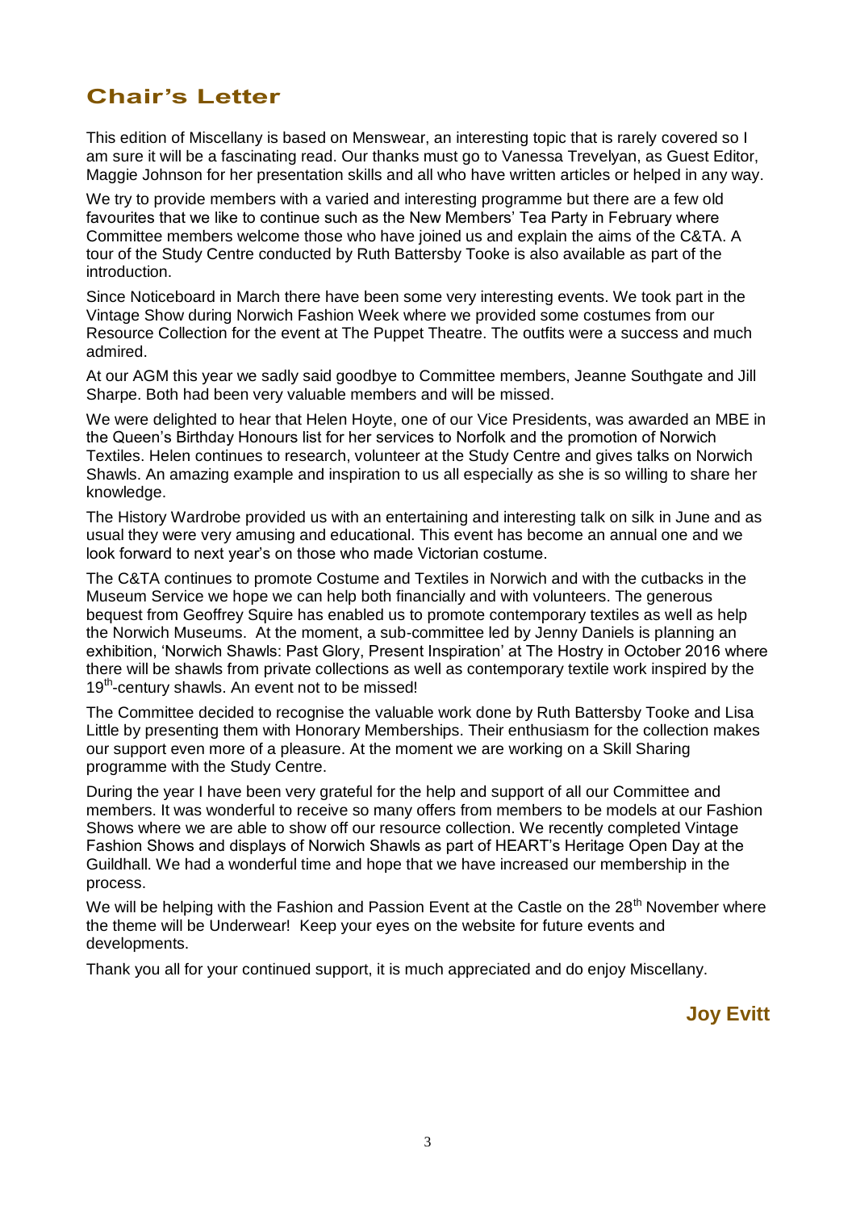## Chair's Letter

This edition of Miscellany is based on Menswear, an interesting topic that is rarely covered so I am sure it will be a fascinating read. Our thanks must go to Vanessa Trevelyan, as Guest Editor, Maggie Johnson for her presentation skills and all who have written articles or helped in any way.

We try to provide members with a varied and interesting programme but there are a few old favourites that we like to continue such as the New Members' Tea Party in February where Committee members welcome those who have joined us and explain the aims of the C&TA. A tour of the Study Centre conducted by Ruth Battersby Tooke is also available as part of the introduction.

Since Noticeboard in March there have been some very interesting events. We took part in the Vintage Show during Norwich Fashion Week where we provided some costumes from our Resource Collection for the event at The Puppet Theatre. The outfits were a success and much admired.

At our AGM this year we sadly said goodbye to Committee members, Jeanne Southgate and Jill Sharpe. Both had been very valuable members and will be missed.

We were delighted to hear that Helen Hoyte, one of our Vice Presidents, was awarded an MBE in the Queen's Birthday Honours list for her services to Norfolk and the promotion of Norwich Textiles. Helen continues to research, volunteer at the Study Centre and gives talks on Norwich Shawls. An amazing example and inspiration to us all especially as she is so willing to share her knowledge.

The History Wardrobe provided us with an entertaining and interesting talk on silk in June and as usual they were very amusing and educational. This event has become an annual one and we look forward to next year's on those who made Victorian costume.

The C&TA continues to promote Costume and Textiles in Norwich and with the cutbacks in the Museum Service we hope we can help both financially and with volunteers. The generous bequest from Geoffrey Squire has enabled us to promote contemporary textiles as well as help the Norwich Museums. At the moment, a sub-committee led by Jenny Daniels is planning an exhibition, 'Norwich Shawls: Past Glory, Present Inspiration' at The Hostry in October 2016 where there will be shawls from private collections as well as contemporary textile work inspired by the 19th-century shawls. An event not to be missed!

The Committee decided to recognise the valuable work done by Ruth Battersby Tooke and Lisa Little by presenting them with Honorary Memberships. Their enthusiasm for the collection makes our support even more of a pleasure. At the moment we are working on a Skill Sharing programme with the Study Centre.

During the year I have been very grateful for the help and support of all our Committee and members. It was wonderful to receive so many offers from members to be models at our Fashion Shows where we are able to show off our resource collection. We recently completed Vintage Fashion Shows and displays of Norwich Shawls as part of HEART's Heritage Open Day at the Guildhall. We had a wonderful time and hope that we have increased our membership in the process.

We will be helping with the Fashion and Passion Event at the Castle on the 28th November where the theme will be Underwear! Keep your eyes on the website for future events and developments.

Thank you all for your continued support, it is much appreciated and do enjoy Miscellany.

**Joy Evitt**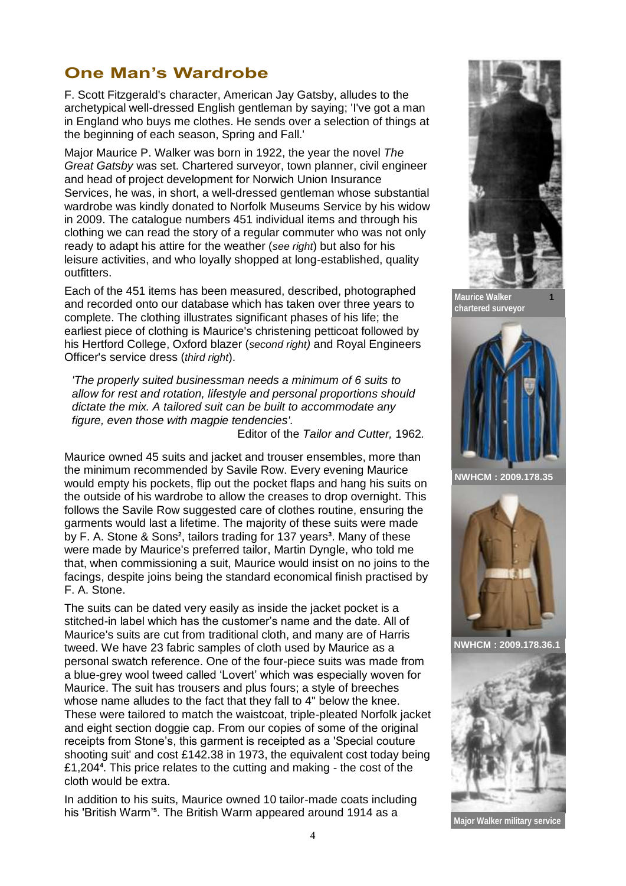## One Man's Wardrobe

F. Scott Fitzgerald's character, American Jay Gatsby, alludes to the archetypical well-dressed English gentleman by saying; 'I've got a man in England who buys me clothes. He sends over a selection of things at the beginning of each season, Spring and Fall.'

Major Maurice P. Walker was born in 1922, the year the novel *The Great Gatsby* was set. Chartered surveyor, town planner, civil engineer and head of project development for Norwich Union Insurance Services, he was, in short, a well-dressed gentleman whose substantial wardrobe was kindly donated to Norfolk Museums Service by his widow in 2009. The catalogue numbers 451 individual items and through his clothing we can read the story of a regular commuter who was not only ready to adapt his attire for the weather (*see right*) but also for his leisure activities, and who loyally shopped at long-established, quality outfitters.

Each of the 451 items has been measured, described, photographed and recorded onto our database which has taken over three years to complete. The clothing illustrates significant phases of his life; the earliest piece of clothing is Maurice's christening petticoat followed by his Hertford College, Oxford blazer (*second right)* and Royal Engineers Officer's service dress (*third right*).

> *'The properly suited businessman needs a minimum of 6 suits to allow for rest and rotation, lifestyle and personal proportions should dictate the mix. A tailored suit can be built to accommodate any figure, even those with magpie tendencies'.*
>
> Editor of the *Tailor and Cutter,* 1962.

Maurice owned 45 suits and jacket and trouser ensembles, more than the minimum recommended by Savile Row. Every evening Maurice would empty his pockets, flip out the pocket flaps and hang his suits on the outside of his wardrobe to allow the creases to drop overnight. This follows the Savile Row suggested care of clothes routine, ensuring the garments would last a lifetime. The majority of these suits were made by F. A. Stone & Sons[2], tailors trading for 137 years[3]. Many of these were made by Maurice's preferred tailor, Martin Dyngle, who told me that, when commissioning a suit, Maurice would insist on no joins to the facings, despite joins being the standard economical finish practised by F. A. Stone.

The suits can be dated very easily as inside the jacket pocket is a stitched-in label which has the customer's name and the date. All of Maurice's suits are cut from traditional cloth, and many are of Harris tweed. We have 23 fabric samples of cloth used by Maurice as a personal swatch reference. One of the four-piece suits was made from a blue-grey wool tweed called 'Lovert' which was especially woven for Maurice. The suit has trousers and plus fours; a style of breeches whose name alludes to the fact that they fall to 4" below the knee. These were tailored to match the waistcoat, triple-pleated Norfolk jacket and eight section doggie cap. From our copies of some of the original receipts from Stone's, this garment is receipted as a 'Special couture shooting suit' and cost £142.38 in 1973, the equivalent cost today being £1,204[4]. This price relates to the cutting and making - the cost of the cloth would be extra.

In addition to his suits, Maurice owned 10 tailor-made coats including his 'British Warm'[5]. The British Warm appeared around 1914 as a

Maurice Walker chartered surveyor [1]

NWHCM : 2009.178.35

NWHCM : 2009.178.36.1

Major Walker military service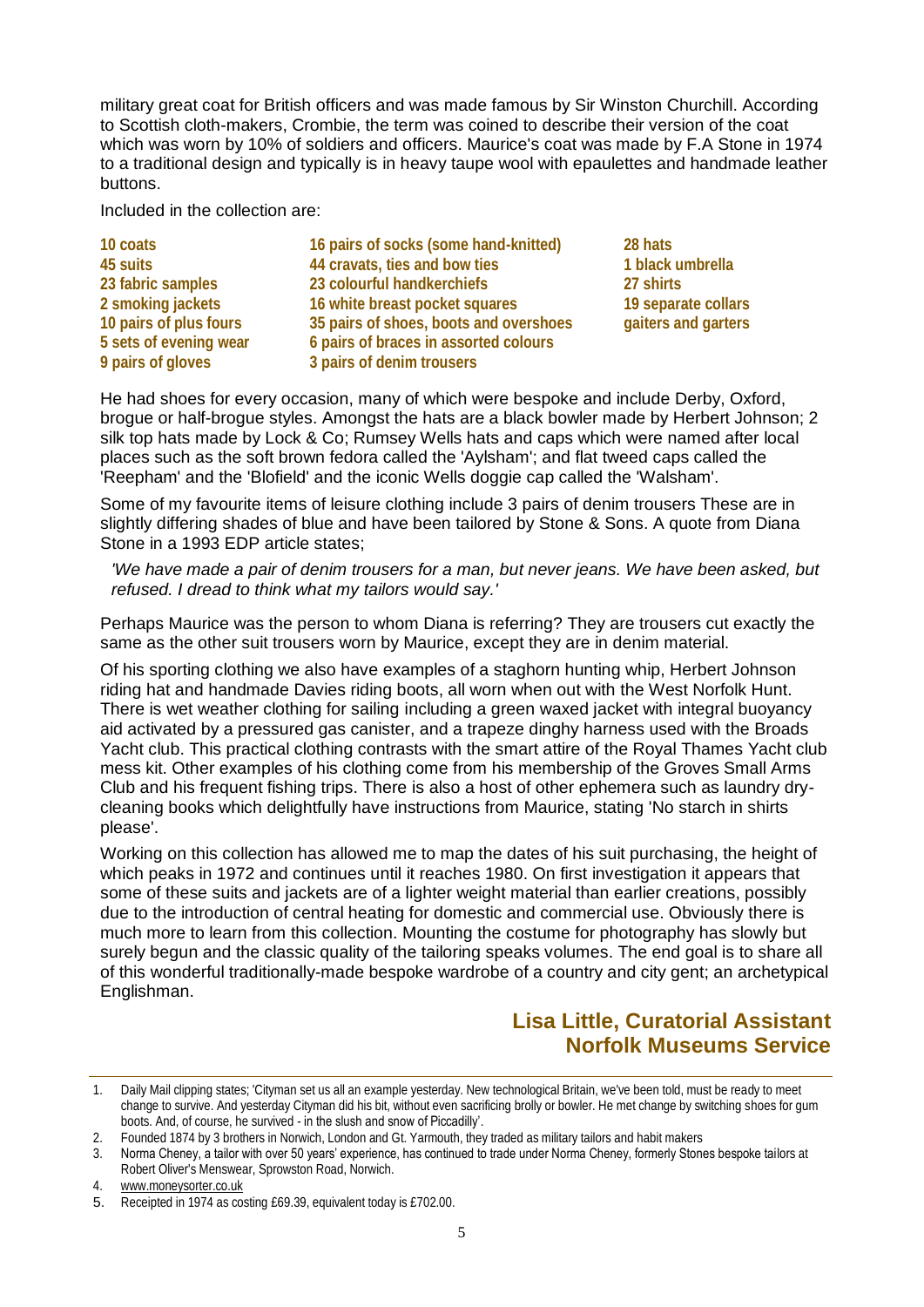military great coat for British officers and was made famous by Sir Winston Churchill. According to Scottish cloth-makers, Crombie, the term was coined to describe their version of the coat which was worn by 10% of soldiers and officers. Maurice's coat was made by F.A Stone in 1974 to a traditional design and typically is in heavy taupe wool with epaulettes and handmade leather buttons.

Included in the collection are:

**10 coats**
**45 suits**
**23 fabric samples**
**2 smoking jackets**
**10 pairs of plus fours**
**5 sets of evening wear**
**9 pairs of gloves**
**16 pairs of socks (some hand-knitted)**
**44 cravats, ties and bow ties**
**23 colourful handkerchiefs**
**16 white breast pocket squares**
**35 pairs of shoes, boots and overshoes**
**6 pairs of braces in assorted colours**
**3 pairs of denim trousers**
**28 hats**
**1 black umbrella**
**27 shirts**
**19 separate collars**
**gaiters and garters**

He had shoes for every occasion, many of which were bespoke and include Derby, Oxford, brogue or half-brogue styles. Amongst the hats are a black bowler made by Herbert Johnson; 2 silk top hats made by Lock & Co; Rumsey Wells hats and caps which were named after local places such as the soft brown fedora called the 'Aylsham'; and flat tweed caps called the 'Reepham' and the 'Blofield' and the iconic Wells doggie cap called the 'Walsham'.

Some of my favourite items of leisure clothing include 3 pairs of denim trousers These are in slightly differing shades of blue and have been tailored by Stone & Sons. A quote from Diana Stone in a 1993 EDP article states;

> *'We have made a pair of denim trousers for a man, but never jeans. We have been asked, but refused. I dread to think what my tailors would say.'*

Perhaps Maurice was the person to whom Diana is referring? They are trousers cut exactly the same as the other suit trousers worn by Maurice, except they are in denim material.

Of his sporting clothing we also have examples of a staghorn hunting whip, Herbert Johnson riding hat and handmade Davies riding boots, all worn when out with the West Norfolk Hunt. There is wet weather clothing for sailing including a green waxed jacket with integral buoyancy aid activated by a pressured gas canister, and a trapeze dinghy harness used with the Broads Yacht club. This practical clothing contrasts with the smart attire of the Royal Thames Yacht club mess kit. Other examples of his clothing come from his membership of the Groves Small Arms Club and his frequent fishing trips. There is also a host of other ephemera such as laundry dry-cleaning books which delightfully have instructions from Maurice, stating 'No starch in shirts please'.

Working on this collection has allowed me to map the dates of his suit purchasing, the height of which peaks in 1972 and continues until it reaches 1980. On first investigation it appears that some of these suits and jackets are of a lighter weight material than earlier creations, possibly due to the introduction of central heating for domestic and commercial use. Obviously there is much more to learn from this collection. Mounting the costume for photography has slowly but surely begun and the classic quality of the tailoring speaks volumes. The end goal is to share all of this wonderful traditionally-made bespoke wardrobe of a country and city gent; an archetypical Englishman.

**Lisa Little, Curatorial Assistant**
**Norfolk Museums Service**

---

1. Daily Mail clipping states; 'Cityman set us all an example yesterday. New technological Britain, we've been told, must be ready to meet change to survive. And yesterday Cityman did his bit, without even sacrificing brolly or bowler. He met change by switching shoes for gum boots. And, of course, he survived - in the slush and snow of Piccadilly'.
2. Founded 1874 by 3 brothers in Norwich, London and Gt. Yarmouth, they traded as military tailors and habit makers
3. Norma Cheney, a tailor with over 50 years' experience, has continued to trade under Norma Cheney, formerly Stones bespoke tailors at Robert Oliver's Menswear, Sprowston Road, Norwich.
4. www.moneysorter.co.uk
5. Receipted in 1974 as costing £69.39, equivalent today is £702.00.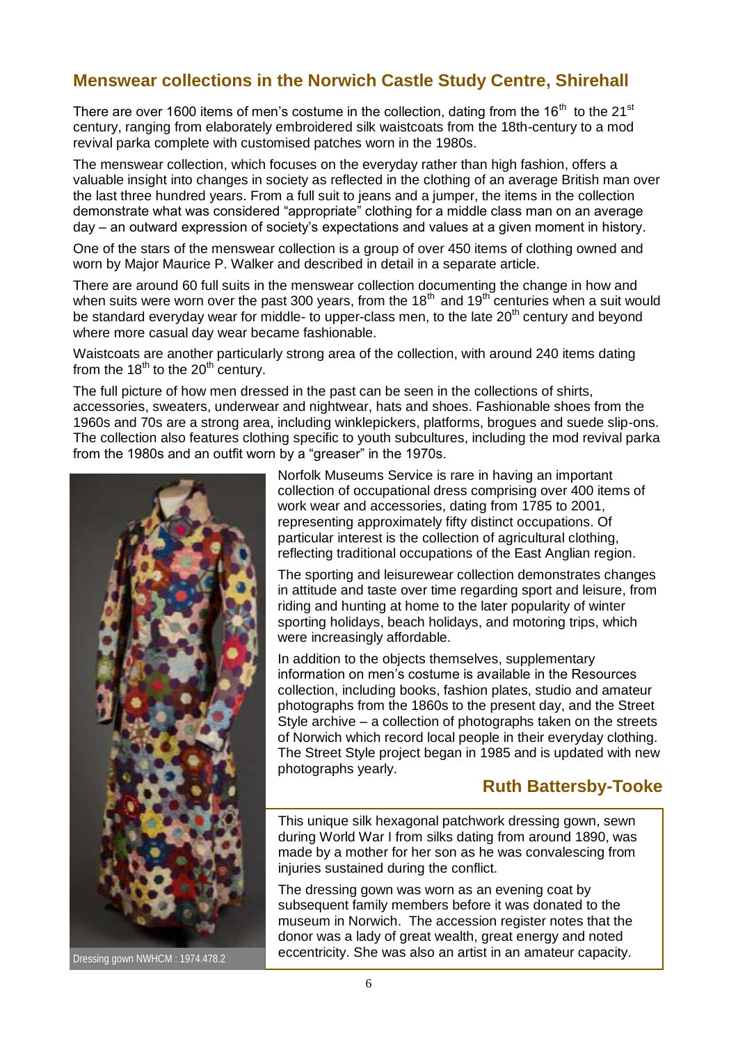## Menswear collections in the Norwich Castle Study Centre, Shirehall

There are over 1600 items of men's costume in the collection, dating from the 16th to the 21st century, ranging from elaborately embroidered silk waistcoats from the 18th-century to a mod revival parka complete with customised patches worn in the 1980s.

The menswear collection, which focuses on the everyday rather than high fashion, offers a valuable insight into changes in society as reflected in the clothing of an average British man over the last three hundred years. From a full suit to jeans and a jumper, the items in the collection demonstrate what was considered "appropriate" clothing for a middle class man on an average day – an outward expression of society's expectations and values at a given moment in history.

One of the stars of the menswear collection is a group of over 450 items of clothing owned and worn by Major Maurice P. Walker and described in detail in a separate article.

There are around 60 full suits in the menswear collection documenting the change in how and when suits were worn over the past 300 years, from the 18th and 19th centuries when a suit would be standard everyday wear for middle- to upper-class men, to the late 20th century and beyond where more casual day wear became fashionable.

Waistcoats are another particularly strong area of the collection, with around 240 items dating from the 18th to the 20th century.

The full picture of how men dressed in the past can be seen in the collections of shirts, accessories, sweaters, underwear and nightwear, hats and shoes. Fashionable shoes from the 1960s and 70s are a strong area, including winklepickers, platforms, brogues and suede slip-ons. The collection also features clothing specific to youth subcultures, including the mod revival parka from the 1980s and an outfit worn by a "greaser" in the 1970s.

Norfolk Museums Service is rare in having an important collection of occupational dress comprising over 400 items of work wear and accessories, dating from 1785 to 2001, representing approximately fifty distinct occupations. Of particular interest is the collection of agricultural clothing, reflecting traditional occupations of the East Anglian region.

The sporting and leisurewear collection demonstrates changes in attitude and taste over time regarding sport and leisure, from riding and hunting at home to the later popularity of winter sporting holidays, beach holidays, and motoring trips, which were increasingly affordable.

In addition to the objects themselves, supplementary information on men's costume is available in the Resources collection, including books, fashion plates, studio and amateur photographs from the 1860s to the present day, and the Street Style archive – a collection of photographs taken on the streets of Norwich which record local people in their everyday clothing. The Street Style project began in 1985 and is updated with new photographs yearly.

**Ruth Battersby-Tooke**

This unique silk hexagonal patchwork dressing gown, sewn during World War I from silks dating from around 1890, was made by a mother for her son as he was convalescing from injuries sustained during the conflict.

The dressing gown was worn as an evening coat by subsequent family members before it was donated to the museum in Norwich. The accession register notes that the donor was a lady of great wealth, great energy and noted eccentricity. She was also an artist in an amateur capacity.

Dressing gown NWHCM : 1974.478.2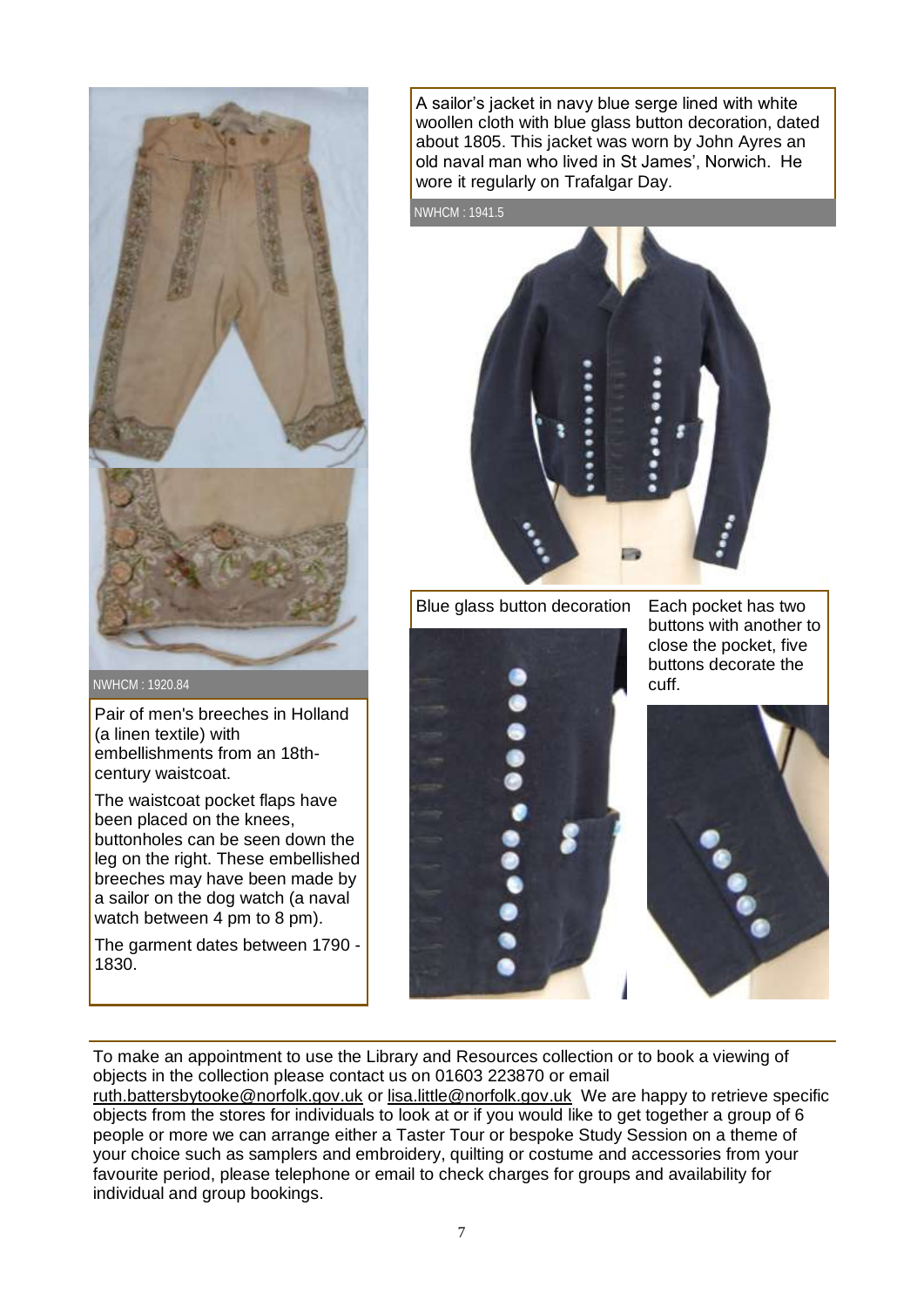NWHCM : 1920.84

Pair of men's breeches in Holland (a linen textile) with embellishments from an 18th-century waistcoat.

The waistcoat pocket flaps have been placed on the knees, buttonholes can be seen down the leg on the right. These embellished breeches may have been made by a sailor on the dog watch (a naval watch between 4 pm to 8 pm).

The garment dates between 1790 - 1830.

A sailor's jacket in navy blue serge lined with white woollen cloth with blue glass button decoration, dated about 1805. This jacket was worn by John Ayres an old naval man who lived in St James', Norwich. He wore it regularly on Trafalgar Day.

NWHCM : 1941.5

Blue glass button decoration

Each pocket has two buttons with another to close the pocket, five buttons decorate the cuff.

---

To make an appointment to use the Library and Resources collection or to book a viewing of objects in the collection please contact us on 01603 223870 or email ruth.battersbytooke@norfolk.gov.uk or lisa.little@norfolk.gov.uk We are happy to retrieve specific objects from the stores for individuals to look at or if you would like to get together a group of 6 people or more we can arrange either a Taster Tour or bespoke Study Session on a theme of your choice such as samplers and embroidery, quilting or costume and accessories from your favourite period, please telephone or email to check charges for groups and availability for individual and group bookings.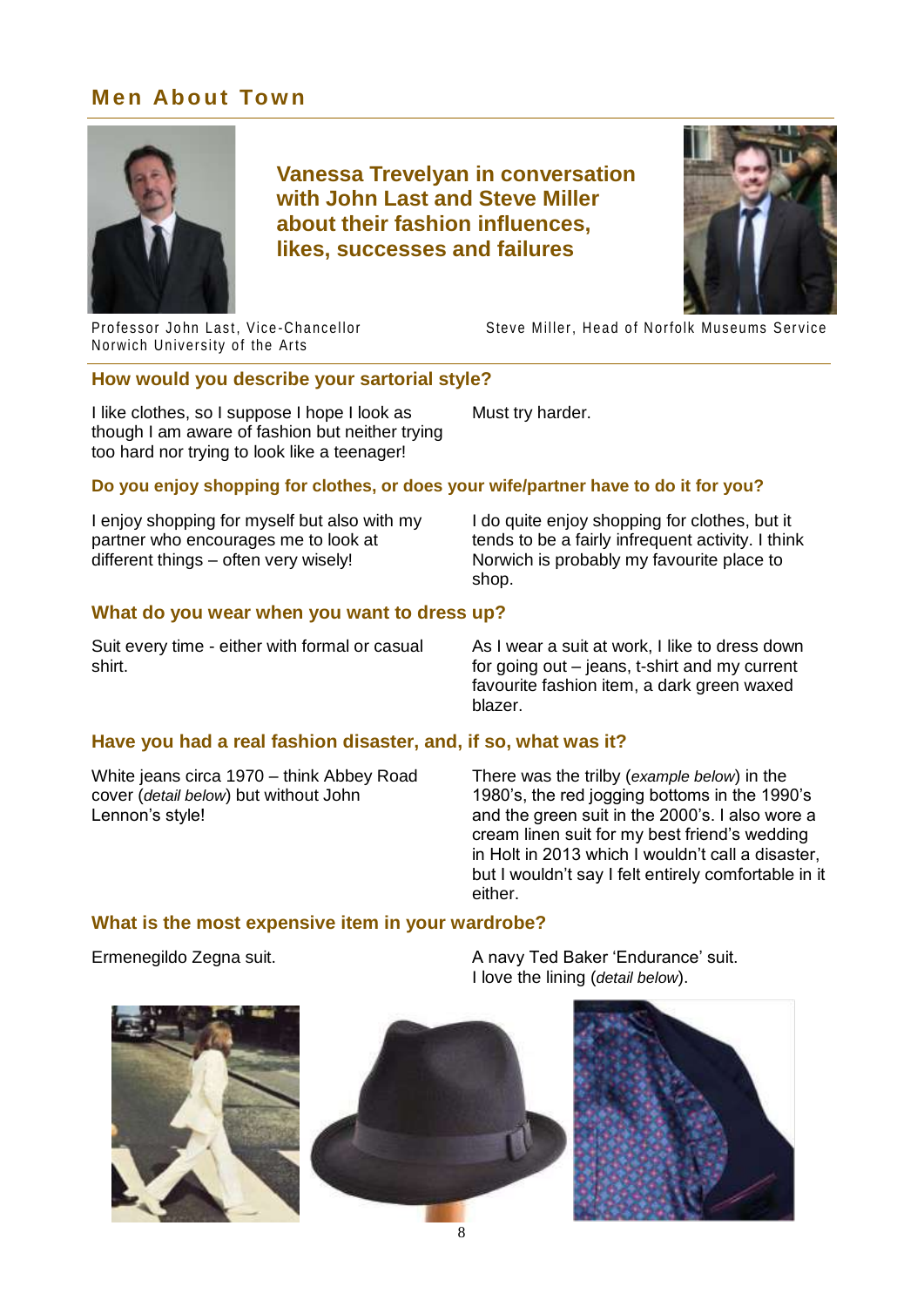## Men About Town

**Vanessa Trevelyan in conversation with John Last and Steve Miller about their fashion influences, likes, successes and failures**

Professor John Last, Vice-Chancellor Norwich University of the Arts

Steve Miller, Head of Norfolk Museums Service

### How would you describe your sartorial style?

**John Last:** I like clothes, so I suppose I hope I look as though I am aware of fashion but neither trying too hard nor trying to look like a teenager!

**Steve Miller:** Must try harder.

### Do you enjoy shopping for clothes, or does your wife/partner have to do it for you?

**John Last:** I enjoy shopping for myself but also with my partner who encourages me to look at different things – often very wisely!

**Steve Miller:** I do quite enjoy shopping for clothes, but it tends to be a fairly infrequent activity. I think Norwich is probably my favourite place to shop.

### What do you wear when you want to dress up?

**John Last:** Suit every time - either with formal or casual shirt.

**Steve Miller:** As I wear a suit at work, I like to dress down for going out – jeans, t-shirt and my current favourite fashion item, a dark green waxed blazer.

### Have you had a real fashion disaster, and, if so, what was it?

**John Last:** White jeans circa 1970 – think Abbey Road cover (*detail below*) but without John Lennon's style!

**Steve Miller:** There was the trilby (*example below*) in the 1980's, the red jogging bottoms in the 1990's and the green suit in the 2000's. I also wore a cream linen suit for my best friend's wedding in Holt in 2013 which I wouldn't call a disaster, but I wouldn't say I felt entirely comfortable in it either.

### What is the most expensive item in your wardrobe?

**John Last:** Ermenegildo Zegna suit.

**Steve Miller:** A navy Ted Baker 'Endurance' suit. I love the lining (*detail below*).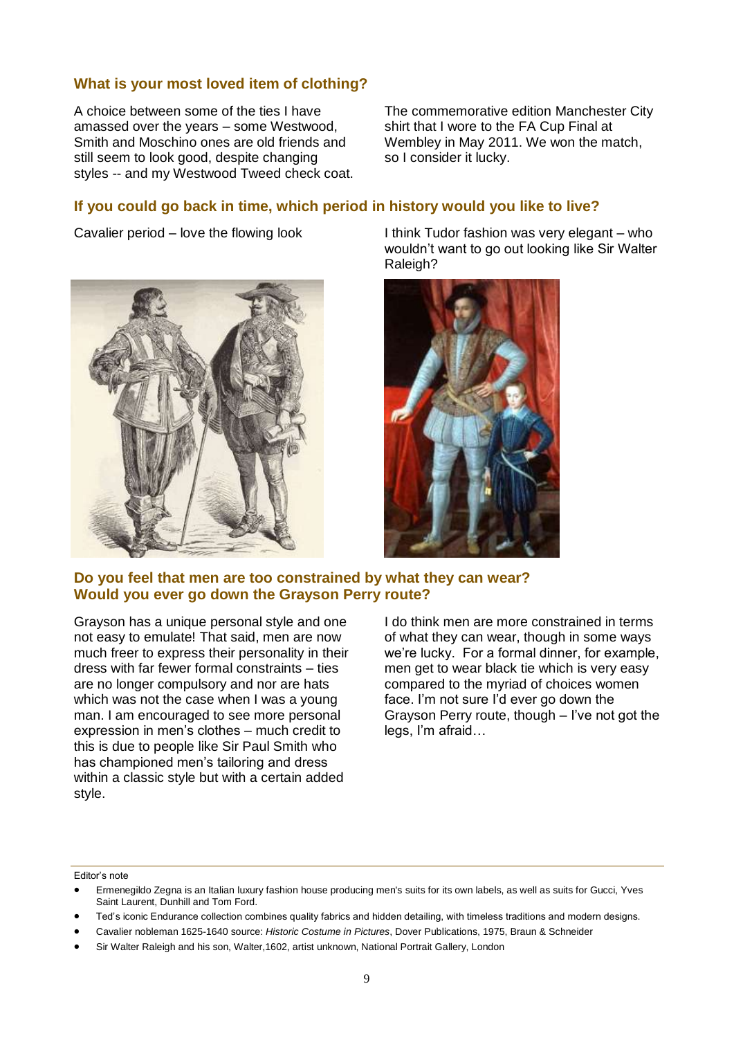### What is your most loved item of clothing?

A choice between some of the ties I have amassed over the years – some Westwood, Smith and Moschino ones are old friends and still seem to look good, despite changing styles -- and my Westwood Tweed check coat.

The commemorative edition Manchester City shirt that I wore to the FA Cup Final at Wembley in May 2011. We won the match, so I consider it lucky.

### If you could go back in time, which period in history would you like to live?

Cavalier period – love the flowing look

I think Tudor fashion was very elegant – who wouldn't want to go out looking like Sir Walter Raleigh?

### Do you feel that men are too constrained by what they can wear? Would you ever go down the Grayson Perry route?

Grayson has a unique personal style and one not easy to emulate! That said, men are now much freer to express their personality in their dress with far fewer formal constraints – ties are no longer compulsory and nor are hats which was not the case when I was a young man. I am encouraged to see more personal expression in men's clothes – much credit to this is due to people like Sir Paul Smith who has championed men's tailoring and dress within a classic style but with a certain added style.

I do think men are more constrained in terms of what they can wear, though in some ways we're lucky. For a formal dinner, for example, men get to wear black tie which is very easy compared to the myriad of choices women face. I'm not sure I'd ever go down the Grayson Perry route, though – I've not got the legs, I'm afraid…

---

Editor's note

- Ermenegildo Zegna is an Italian luxury fashion house producing men's suits for its own labels, as well as suits for Gucci, Yves Saint Laurent, Dunhill and Tom Ford.
- Ted's iconic Endurance collection combines quality fabrics and hidden detailing, with timeless traditions and modern designs.
- Cavalier nobleman 1625-1640 source: *Historic Costume in Pictures*, Dover Publications, 1975, Braun & Schneider
- Sir Walter Raleigh and his son, Walter,1602, artist unknown, National Portrait Gallery, London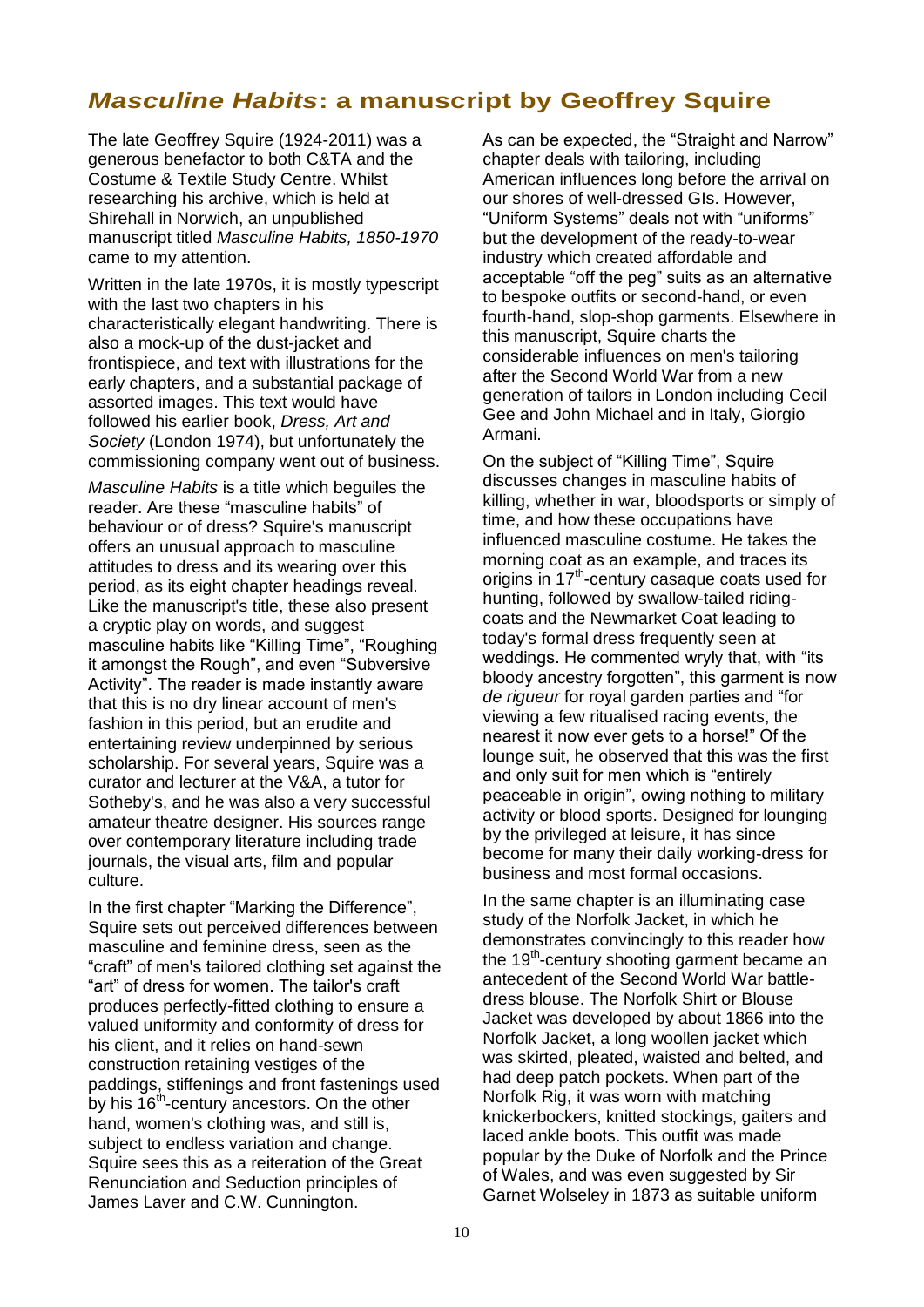## *Masculine Habits*: a manuscript by Geoffrey Squire

The late Geoffrey Squire (1924-2011) was a generous benefactor to both C&TA and the Costume & Textile Study Centre. Whilst researching his archive, which is held at Shirehall in Norwich, an unpublished manuscript titled *Masculine Habits, 1850-1970* came to my attention.

Written in the late 1970s, it is mostly typescript with the last two chapters in his characteristically elegant handwriting. There is also a mock-up of the dust-jacket and frontispiece, and text with illustrations for the early chapters, and a substantial package of assorted images. This text would have followed his earlier book, *Dress, Art and Society* (London 1974), but unfortunately the commissioning company went out of business.

*Masculine Habits* is a title which beguiles the reader. Are these "masculine habits" of behaviour or of dress? Squire's manuscript offers an unusual approach to masculine attitudes to dress and its wearing over this period, as its eight chapter headings reveal. Like the manuscript's title, these also present a cryptic play on words, and suggest masculine habits like "Killing Time", "Roughing it amongst the Rough", and even "Subversive Activity". The reader is made instantly aware that this is no dry linear account of men's fashion in this period, but an erudite and entertaining review underpinned by serious scholarship. For several years, Squire was a curator and lecturer at the V&A, a tutor for Sotheby's, and he was also a very successful amateur theatre designer. His sources range over contemporary literature including trade journals, the visual arts, film and popular culture.

In the first chapter "Marking the Difference", Squire sets out perceived differences between masculine and feminine dress, seen as the "craft" of men's tailored clothing set against the "art" of dress for women. The tailor's craft produces perfectly-fitted clothing to ensure a valued uniformity and conformity of dress for his client, and it relies on hand-sewn construction retaining vestiges of the paddings, stiffenings and front fastenings used by his 16th-century ancestors. On the other hand, women's clothing was, and still is, subject to endless variation and change. Squire sees this as a reiteration of the Great Renunciation and Seduction principles of James Laver and C.W. Cunnington.

As can be expected, the "Straight and Narrow" chapter deals with tailoring, including American influences long before the arrival on our shores of well-dressed GIs. However, "Uniform Systems" deals not with "uniforms" but the development of the ready-to-wear industry which created affordable and acceptable "off the peg" suits as an alternative to bespoke outfits or second-hand, or even fourth-hand, slop-shop garments. Elsewhere in this manuscript, Squire charts the considerable influences on men's tailoring after the Second World War from a new generation of tailors in London including Cecil Gee and John Michael and in Italy, Giorgio Armani.

On the subject of "Killing Time", Squire discusses changes in masculine habits of killing, whether in war, bloodsports or simply of time, and how these occupations have influenced masculine costume. He takes the morning coat as an example, and traces its origins in 17th-century casaque coats used for hunting, followed by swallow-tailed riding-coats and the Newmarket Coat leading to today's formal dress frequently seen at weddings. He commented wryly that, with "its bloody ancestry forgotten", this garment is now *de rigueur* for royal garden parties and "for viewing a few ritualised racing events, the nearest it now ever gets to a horse!" Of the lounge suit, he observed that this was the first and only suit for men which is "entirely peaceable in origin", owing nothing to military activity or blood sports. Designed for lounging by the privileged at leisure, it has since become for many their daily working-dress for business and most formal occasions.

In the same chapter is an illuminating case study of the Norfolk Jacket, in which he demonstrates convincingly to this reader how the 19th-century shooting garment became an antecedent of the Second World War battle-dress blouse. The Norfolk Shirt or Blouse Jacket was developed by about 1866 into the Norfolk Jacket, a long woollen jacket which was skirted, pleated, waisted and belted, and had deep patch pockets. When part of the Norfolk Rig, it was worn with matching knickerbockers, knitted stockings, gaiters and laced ankle boots. This outfit was made popular by the Duke of Norfolk and the Prince of Wales, and was even suggested by Sir Garnet Wolseley in 1873 as suitable uniform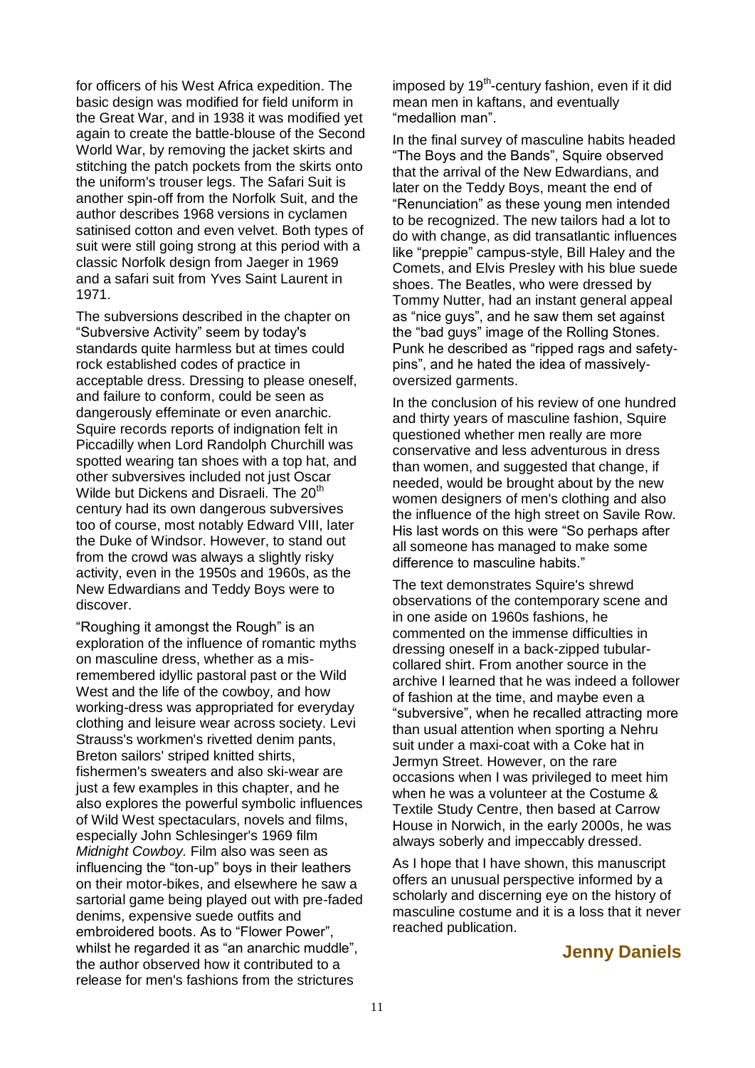for officers of his West Africa expedition. The basic design was modified for field uniform in the Great War, and in 1938 it was modified yet again to create the battle-blouse of the Second World War, by removing the jacket skirts and stitching the patch pockets from the skirts onto the uniform's trouser legs. The Safari Suit is another spin-off from the Norfolk Suit, and the author describes 1968 versions in cyclamen satinised cotton and even velvet. Both types of suit were still going strong at this period with a classic Norfolk design from Jaeger in 1969 and a safari suit from Yves Saint Laurent in 1971.

The subversions described in the chapter on "Subversive Activity" seem by today's standards quite harmless but at times could rock established codes of practice in acceptable dress. Dressing to please oneself, and failure to conform, could be seen as dangerously effeminate or even anarchic. Squire records reports of indignation felt in Piccadilly when Lord Randolph Churchill was spotted wearing tan shoes with a top hat, and other subversives included not just Oscar Wilde but Dickens and Disraeli. The 20th century had its own dangerous subversives too of course, most notably Edward VIII, later the Duke of Windsor. However, to stand out from the crowd was always a slightly risky activity, even in the 1950s and 1960s, as the New Edwardians and Teddy Boys were to discover.

"Roughing it amongst the Rough" is an exploration of the influence of romantic myths on masculine dress, whether as a mis-remembered idyllic pastoral past or the Wild West and the life of the cowboy, and how working-dress was appropriated for everyday clothing and leisure wear across society. Levi Strauss's workmen's rivetted denim pants, Breton sailors' striped knitted shirts, fishermen's sweaters and also ski-wear are just a few examples in this chapter, and he also explores the powerful symbolic influences of Wild West spectaculars, novels and films, especially John Schlesinger's 1969 film *Midnight Cowboy.* Film also was seen as influencing the "ton-up" boys in their leathers on their motor-bikes, and elsewhere he saw a sartorial game being played out with pre-faded denims, expensive suede outfits and embroidered boots. As to "Flower Power", whilst he regarded it as "an anarchic muddle", the author observed how it contributed to a release for men's fashions from the strictures imposed by 19th-century fashion, even if it did mean men in kaftans, and eventually "medallion man".

In the final survey of masculine habits headed "The Boys and the Bands", Squire observed that the arrival of the New Edwardians, and later on the Teddy Boys, meant the end of "Renunciation" as these young men intended to be recognized. The new tailors had a lot to do with change, as did transatlantic influences like "preppie" campus-style, Bill Haley and the Comets, and Elvis Presley with his blue suede shoes. The Beatles, who were dressed by Tommy Nutter, had an instant general appeal as "nice guys", and he saw them set against the "bad guys" image of the Rolling Stones. Punk he described as "ripped rags and safety-pins", and he hated the idea of massively-oversized garments.

In the conclusion of his review of one hundred and thirty years of masculine fashion, Squire questioned whether men really are more conservative and less adventurous in dress than women, and suggested that change, if needed, would be brought about by the new women designers of men's clothing and also the influence of the high street on Savile Row. His last words on this were "So perhaps after all someone has managed to make some difference to masculine habits."

The text demonstrates Squire's shrewd observations of the contemporary scene and in one aside on 1960s fashions, he commented on the immense difficulties in dressing oneself in a back-zipped tubular-collared shirt. From another source in the archive I learned that he was indeed a follower of fashion at the time, and maybe even a "subversive", when he recalled attracting more than usual attention when sporting a Nehru suit under a maxi-coat with a Coke hat in Jermyn Street. However, on the rare occasions when I was privileged to meet him when he was a volunteer at the Costume & Textile Study Centre, then based at Carrow House in Norwich, in the early 2000s, he was always soberly and impeccably dressed.

As I hope that I have shown, this manuscript offers an unusual perspective informed by a scholarly and discerning eye on the history of masculine costume and it is a loss that it never reached publication.

**Jenny Daniels**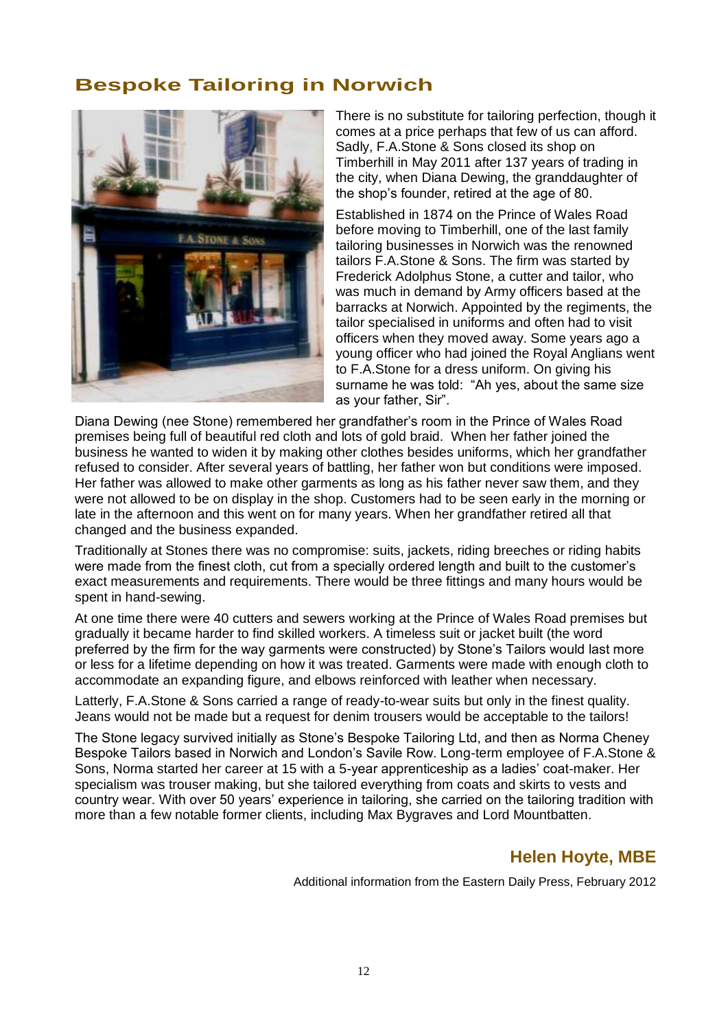## Bespoke Tailoring in Norwich

There is no substitute for tailoring perfection, though it comes at a price perhaps that few of us can afford. Sadly, F.A.Stone & Sons closed its shop on Timberhill in May 2011 after 137 years of trading in the city, when Diana Dewing, the granddaughter of the shop's founder, retired at the age of 80.

Established in 1874 on the Prince of Wales Road before moving to Timberhill, one of the last family tailoring businesses in Norwich was the renowned tailors F.A.Stone & Sons. The firm was started by Frederick Adolphus Stone, a cutter and tailor, who was much in demand by Army officers based at the barracks at Norwich. Appointed by the regiments, the tailor specialised in uniforms and often had to visit officers when they moved away. Some years ago a young officer who had joined the Royal Anglians went to F.A.Stone for a dress uniform. On giving his surname he was told: "Ah yes, about the same size as your father, Sir".

Diana Dewing (nee Stone) remembered her grandfather's room in the Prince of Wales Road premises being full of beautiful red cloth and lots of gold braid. When her father joined the business he wanted to widen it by making other clothes besides uniforms, which her grandfather refused to consider. After several years of battling, her father won but conditions were imposed. Her father was allowed to make other garments as long as his father never saw them, and they were not allowed to be on display in the shop. Customers had to be seen early in the morning or late in the afternoon and this went on for many years. When her grandfather retired all that changed and the business expanded.

Traditionally at Stones there was no compromise: suits, jackets, riding breeches or riding habits were made from the finest cloth, cut from a specially ordered length and built to the customer's exact measurements and requirements. There would be three fittings and many hours would be spent in hand-sewing.

At one time there were 40 cutters and sewers working at the Prince of Wales Road premises but gradually it became harder to find skilled workers. A timeless suit or jacket built (the word preferred by the firm for the way garments were constructed) by Stone's Tailors would last more or less for a lifetime depending on how it was treated. Garments were made with enough cloth to accommodate an expanding figure, and elbows reinforced with leather when necessary.

Latterly, F.A.Stone & Sons carried a range of ready-to-wear suits but only in the finest quality. Jeans would not be made but a request for denim trousers would be acceptable to the tailors!

The Stone legacy survived initially as Stone's Bespoke Tailoring Ltd, and then as Norma Cheney Bespoke Tailors based in Norwich and London's Savile Row. Long-term employee of F.A.Stone & Sons, Norma started her career at 15 with a 5-year apprenticeship as a ladies' coat-maker. Her specialism was trouser making, but she tailored everything from coats and skirts to vests and country wear. With over 50 years' experience in tailoring, she carried on the tailoring tradition with more than a few notable former clients, including Max Bygraves and Lord Mountbatten.

**Helen Hoyte, MBE**

Additional information from the Eastern Daily Press, February 2012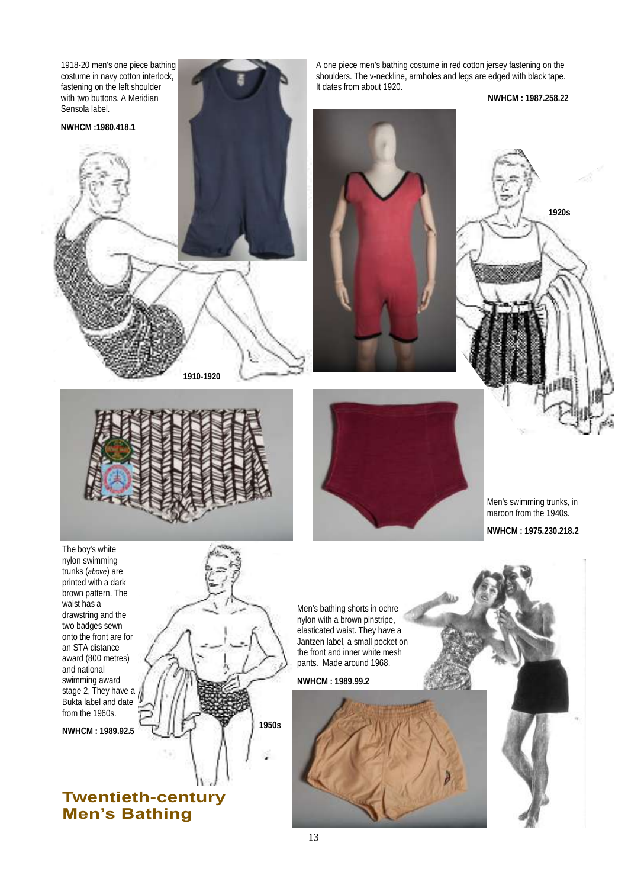1918-20 men's one piece bathing costume in navy cotton interlock, fastening on the left shoulder with two buttons. A Meridian Sensola label.

**NWHCM :1980.418.1**

A one piece men's bathing costume in red cotton jersey fastening on the shoulders. The v-neckline, armholes and legs are edged with black tape. It dates from about 1920.

**NWHCM : 1987.258.22**

1920s

1910-1920

Men's swimming trunks, in maroon from the 1940s.

**NWHCM : 1975.230.218.2**

The boy's white nylon swimming trunks (*above*) are printed with a dark brown pattern. The waist has a drawstring and the two badges sewn onto the front are for an STA distance award (800 metres) and national swimming award stage 2, They have a Bukta label and date from the 1960s.

**NWHCM : 1989.92.5**

1950s

Men's bathing shorts in ochre nylon with a brown pinstripe, elasticated waist. They have a Jantzen label, a small pocket on the front and inner white mesh pants. Made around 1968.

**NWHCM : 1989.99.2**

## Twentieth-century Men's Bathing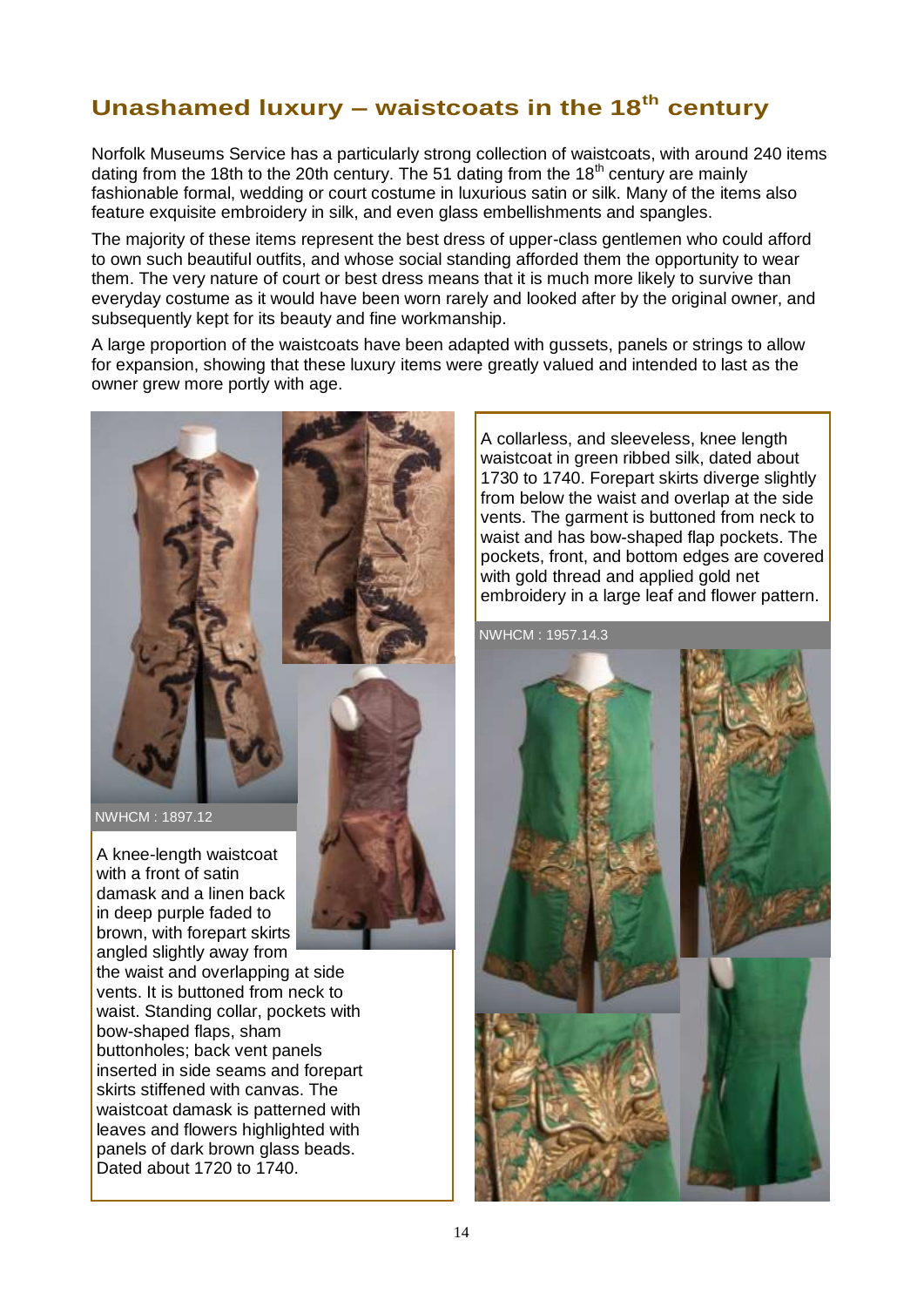## Unashamed luxury – waistcoats in the 18th century

Norfolk Museums Service has a particularly strong collection of waistcoats, with around 240 items dating from the 18th to the 20th century. The 51 dating from the 18th century are mainly fashionable formal, wedding or court costume in luxurious satin or silk. Many of the items also feature exquisite embroidery in silk, and even glass embellishments and spangles.

The majority of these items represent the best dress of upper-class gentlemen who could afford to own such beautiful outfits, and whose social standing afforded them the opportunity to wear them. The very nature of court or best dress means that it is much more likely to survive than everyday costume as it would have been worn rarely and looked after by the original owner, and subsequently kept for its beauty and fine workmanship.

A large proportion of the waistcoats have been adapted with gussets, panels or strings to allow for expansion, showing that these luxury items were greatly valued and intended to last as the owner grew more portly with age.

NWHCM : 1897.12

A knee-length waistcoat with a front of satin damask and a linen back in deep purple faded to brown, with forepart skirts angled slightly away from the waist and overlapping at side vents. It is buttoned from neck to waist. Standing collar, pockets with bow-shaped flaps, sham buttonholes; back vent panels inserted in side seams and forepart skirts stiffened with canvas. The waistcoat damask is patterned with leaves and flowers highlighted with panels of dark brown glass beads. Dated about 1720 to 1740.

A collarless, and sleeveless, knee length waistcoat in green ribbed silk, dated about 1730 to 1740. Forepart skirts diverge slightly from below the waist and overlap at the side vents. The garment is buttoned from neck to waist and has bow-shaped flap pockets. The pockets, front, and bottom edges are covered with gold thread and applied gold net embroidery in a large leaf and flower pattern.

NWHCM : 1957.14.3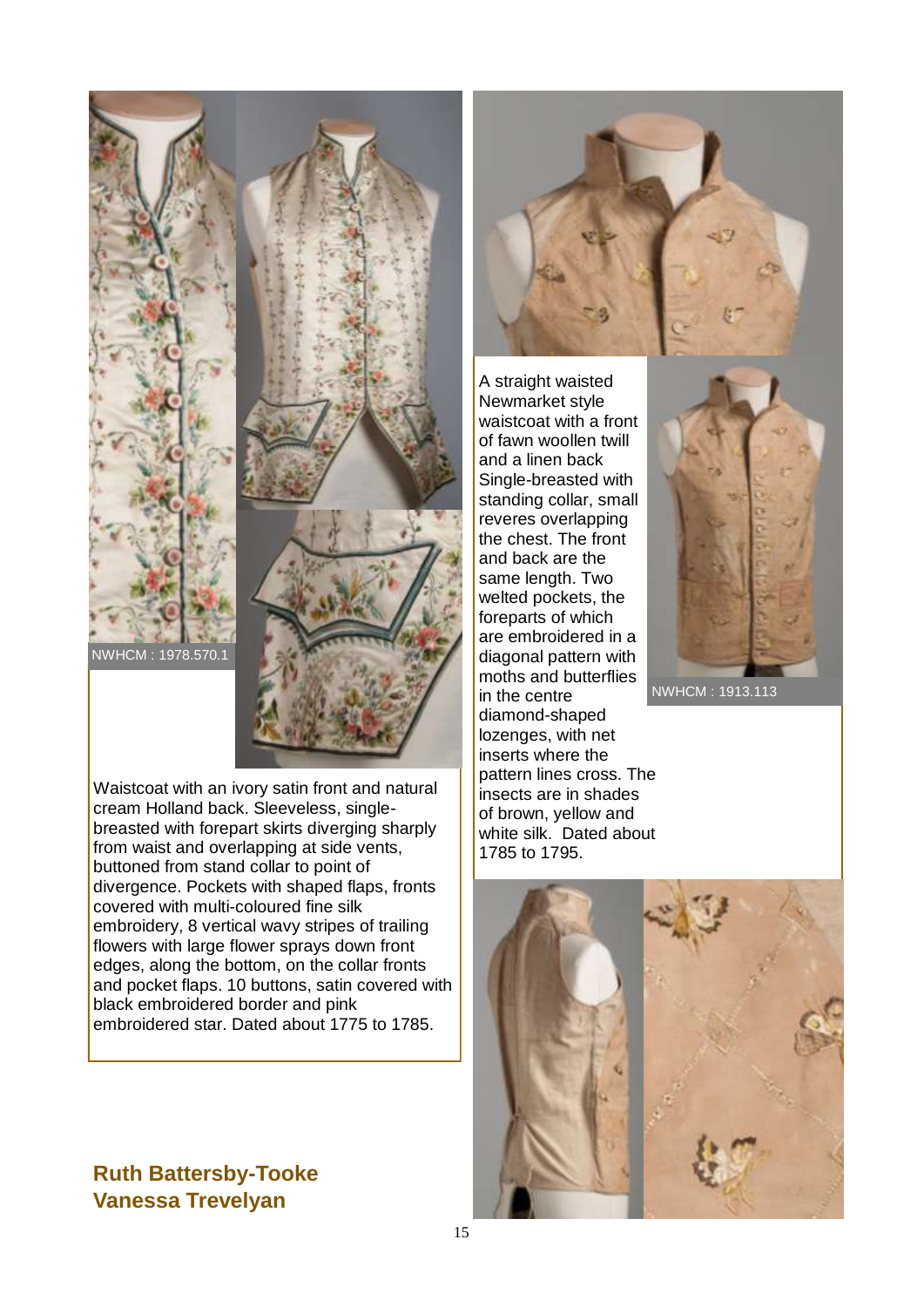NWHCM : 1978.570.1

Waistcoat with an ivory satin front and natural cream Holland back. Sleeveless, single-breasted with forepart skirts diverging sharply from waist and overlapping at side vents, buttoned from stand collar to point of divergence. Pockets with shaped flaps, fronts covered with multi-coloured fine silk embroidery, 8 vertical wavy stripes of trailing flowers with large flower sprays down front edges, along the bottom, on the collar fronts and pocket flaps. 10 buttons, satin covered with black embroidered border and pink embroidered star. Dated about 1775 to 1785.

A straight waisted Newmarket style waistcoat with a front of fawn woollen twill and a linen back Single-breasted with standing collar, small reveres overlapping the chest. The front and back are the same length. Two welted pockets, the foreparts of which are embroidered in a diagonal pattern with moths and butterflies in the centre diamond-shaped lozenges, with net inserts where the pattern lines cross. The insects are in shades of brown, yellow and white silk. Dated about 1785 to 1795.

NWHCM : 1913.113

**Ruth Battersby-Tooke**
**Vanessa Trevelyan**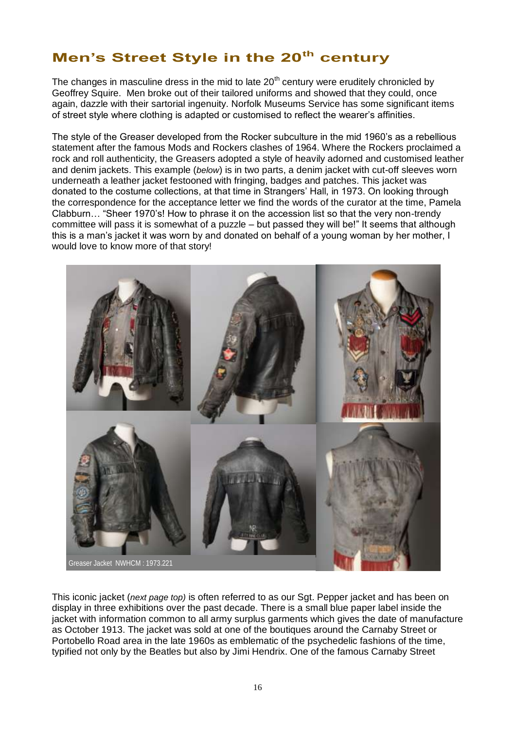## Men's Street Style in the 20th century

The changes in masculine dress in the mid to late 20th century were eruditely chronicled by Geoffrey Squire. Men broke out of their tailored uniforms and showed that they could, once again, dazzle with their sartorial ingenuity. Norfolk Museums Service has some significant items of street style where clothing is adapted or customised to reflect the wearer's affinities.

The style of the Greaser developed from the Rocker subculture in the mid 1960's as a rebellious statement after the famous Mods and Rockers clashes of 1964. Where the Rockers proclaimed a rock and roll authenticity, the Greasers adopted a style of heavily adorned and customised leather and denim jackets. This example (*below*) is in two parts, a denim jacket with cut-off sleeves worn underneath a leather jacket festooned with fringing, badges and patches. This jacket was donated to the costume collections, at that time in Strangers' Hall, in 1973. On looking through the correspondence for the acceptance letter we find the words of the curator at the time, Pamela Clabburn… "Sheer 1970's! How to phrase it on the accession list so that the very non-trendy committee will pass it is somewhat of a puzzle – but passed they will be!" It seems that although this is a man's jacket it was worn by and donated on behalf of a young woman by her mother, I would love to know more of that story!

Greaser Jacket NWHCM : 1973.221

This iconic jacket (*next page top)* is often referred to as our Sgt. Pepper jacket and has been on display in three exhibitions over the past decade. There is a small blue paper label inside the jacket with information common to all army surplus garments which gives the date of manufacture as October 1913. The jacket was sold at one of the boutiques around the Carnaby Street or Portobello Road area in the late 1960s as emblematic of the psychedelic fashions of the time, typified not only by the Beatles but also by Jimi Hendrix. One of the famous Carnaby Street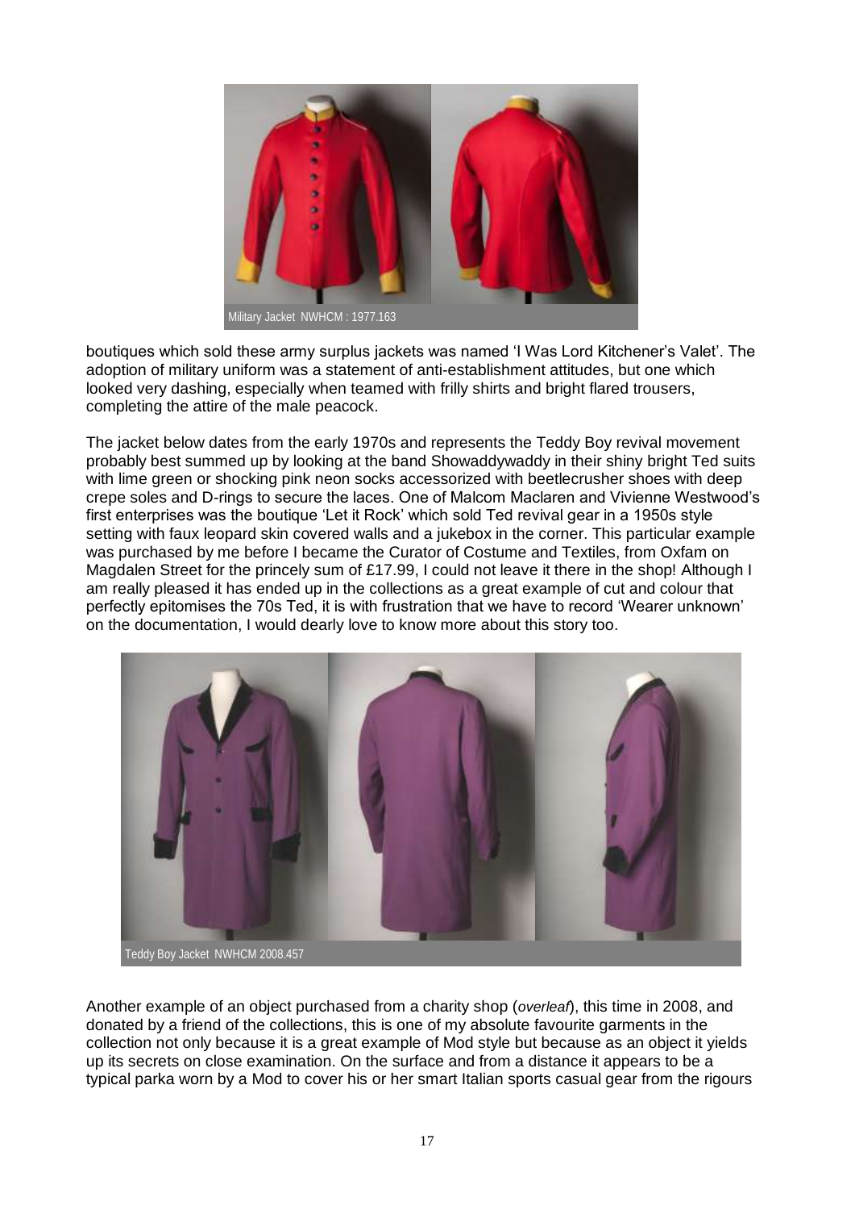Military Jacket NWHCM : 1977.163

boutiques which sold these army surplus jackets was named 'I Was Lord Kitchener's Valet'. The adoption of military uniform was a statement of anti-establishment attitudes, but one which looked very dashing, especially when teamed with frilly shirts and bright flared trousers, completing the attire of the male peacock.

The jacket below dates from the early 1970s and represents the Teddy Boy revival movement probably best summed up by looking at the band Showaddywaddy in their shiny bright Ted suits with lime green or shocking pink neon socks accessorized with beetlecrusher shoes with deep crepe soles and D-rings to secure the laces. One of Malcom Maclaren and Vivienne Westwood's first enterprises was the boutique 'Let it Rock' which sold Ted revival gear in a 1950s style setting with faux leopard skin covered walls and a jukebox in the corner. This particular example was purchased by me before I became the Curator of Costume and Textiles, from Oxfam on Magdalen Street for the princely sum of £17.99, I could not leave it there in the shop! Although I am really pleased it has ended up in the collections as a great example of cut and colour that perfectly epitomises the 70s Ted, it is with frustration that we have to record 'Wearer unknown' on the documentation, I would dearly love to know more about this story too.

Teddy Boy Jacket NWHCM 2008.457

Another example of an object purchased from a charity shop (*overleaf*), this time in 2008, and donated by a friend of the collections, this is one of my absolute favourite garments in the collection not only because it is a great example of Mod style but because as an object it yields up its secrets on close examination. On the surface and from a distance it appears to be a typical parka worn by a Mod to cover his or her smart Italian sports casual gear from the rigours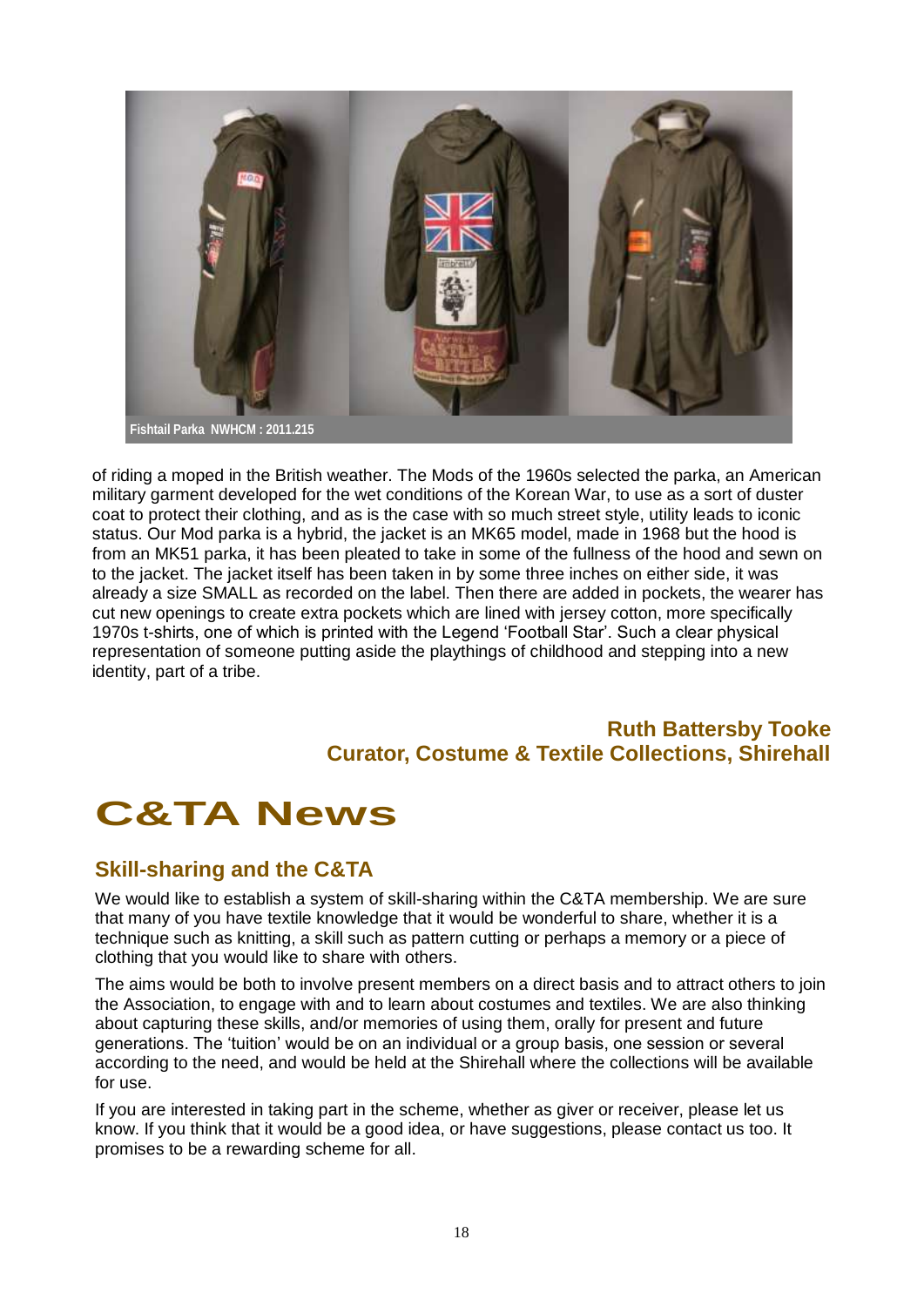Fishtail Parka NWHCM : 2011.215

of riding a moped in the British weather. The Mods of the 1960s selected the parka, an American military garment developed for the wet conditions of the Korean War, to use as a sort of duster coat to protect their clothing, and as is the case with so much street style, utility leads to iconic status. Our Mod parka is a hybrid, the jacket is an MK65 model, made in 1968 but the hood is from an MK51 parka, it has been pleated to take in some of the fullness of the hood and sewn on to the jacket. The jacket itself has been taken in by some three inches on either side, it was already a size SMALL as recorded on the label. Then there are added in pockets, the wearer has cut new openings to create extra pockets which are lined with jersey cotton, more specifically 1970s t-shirts, one of which is printed with the Legend 'Football Star'. Such a clear physical representation of someone putting aside the playthings of childhood and stepping into a new identity, part of a tribe.

**Ruth Battersby Tooke**
**Curator, Costume & Textile Collections, Shirehall**

# C&TA News

## Skill-sharing and the C&TA

We would like to establish a system of skill-sharing within the C&TA membership. We are sure that many of you have textile knowledge that it would be wonderful to share, whether it is a technique such as knitting, a skill such as pattern cutting or perhaps a memory or a piece of clothing that you would like to share with others.

The aims would be both to involve present members on a direct basis and to attract others to join the Association, to engage with and to learn about costumes and textiles. We are also thinking about capturing these skills, and/or memories of using them, orally for present and future generations. The 'tuition' would be on an individual or a group basis, one session or several according to the need, and would be held at the Shirehall where the collections will be available for use.

If you are interested in taking part in the scheme, whether as giver or receiver, please let us know. If you think that it would be a good idea, or have suggestions, please contact us too. It promises to be a rewarding scheme for all.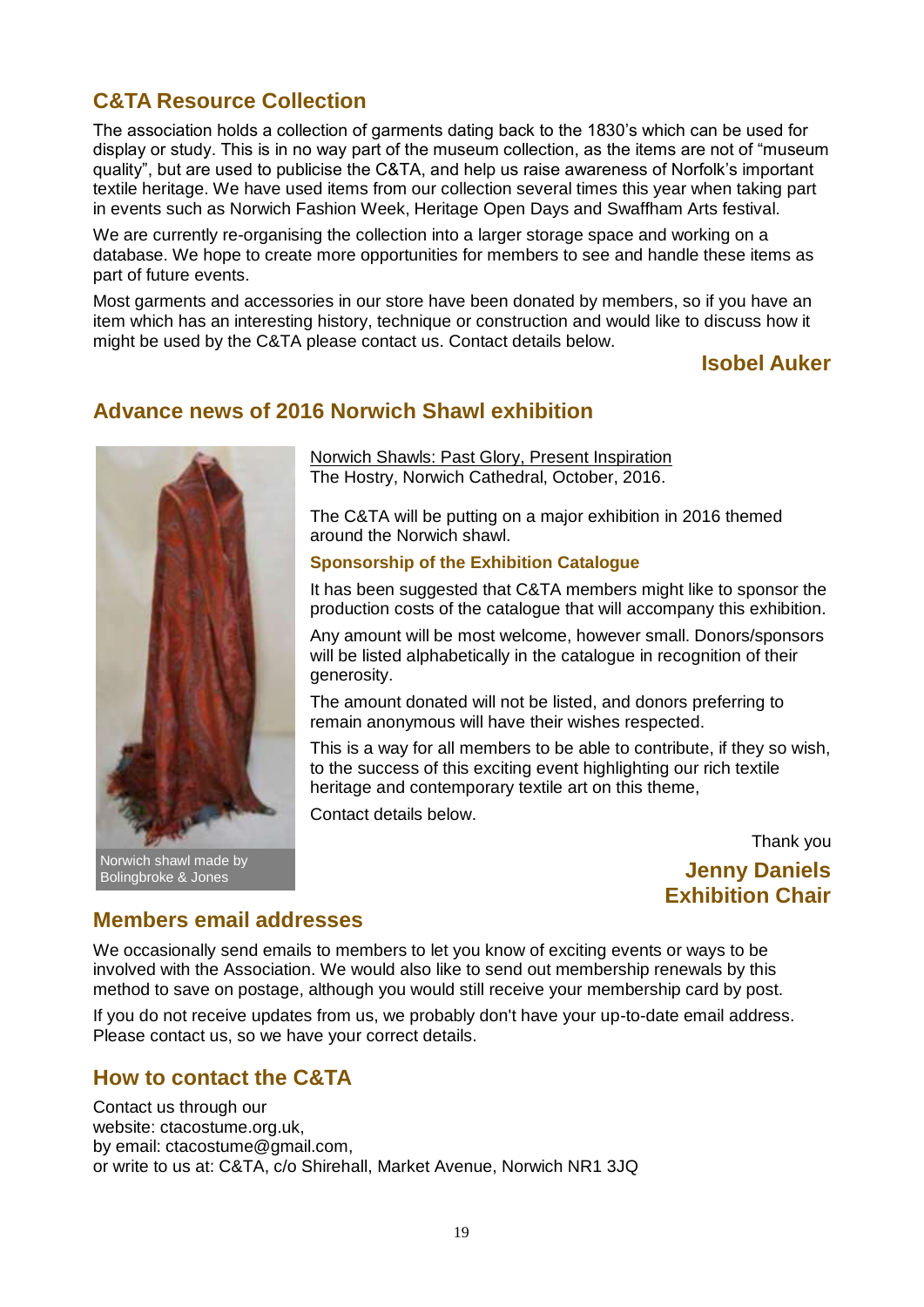## C&TA Resource Collection

The association holds a collection of garments dating back to the 1830's which can be used for display or study. This is in no way part of the museum collection, as the items are not of "museum quality", but are used to publicise the C&TA, and help us raise awareness of Norfolk's important textile heritage. We have used items from our collection several times this year when taking part in events such as Norwich Fashion Week, Heritage Open Days and Swaffham Arts festival.

We are currently re-organising the collection into a larger storage space and working on a database. We hope to create more opportunities for members to see and handle these items as part of future events.

Most garments and accessories in our store have been donated by members, so if you have an item which has an interesting history, technique or construction and would like to discuss how it might be used by the C&TA please contact us. Contact details below.

**Isobel Auker**

## Advance news of 2016 Norwich Shawl exhibition

Norwich Shawls: Past Glory, Present Inspiration
The Hostry, Norwich Cathedral, October, 2016.

The C&TA will be putting on a major exhibition in 2016 themed around the Norwich shawl.

### Sponsorship of the Exhibition Catalogue

It has been suggested that C&TA members might like to sponsor the production costs of the catalogue that will accompany this exhibition.

Any amount will be most welcome, however small. Donors/sponsors will be listed alphabetically in the catalogue in recognition of their generosity.

The amount donated will not be listed, and donors preferring to remain anonymous will have their wishes respected.

This is a way for all members to be able to contribute, if they so wish, to the success of this exciting event highlighting our rich textile heritage and contemporary textile art on this theme,

Contact details below.

Norwich shawl made by Bolingbroke & Jones

Thank you

**Jenny Daniels**
**Exhibition Chair**

## Members email addresses

We occasionally send emails to members to let you know of exciting events or ways to be involved with the Association. We would also like to send out membership renewals by this method to save on postage, although you would still receive your membership card by post.

If you do not receive updates from us, we probably don't have your up-to-date email address. Please contact us, so we have your correct details.

## How to contact the C&TA

Contact us through our
website: ctacostume.org.uk,
by email: ctacostume@gmail.com,
or write to us at: C&TA, c/o Shirehall, Market Avenue, Norwich NR1 3JQ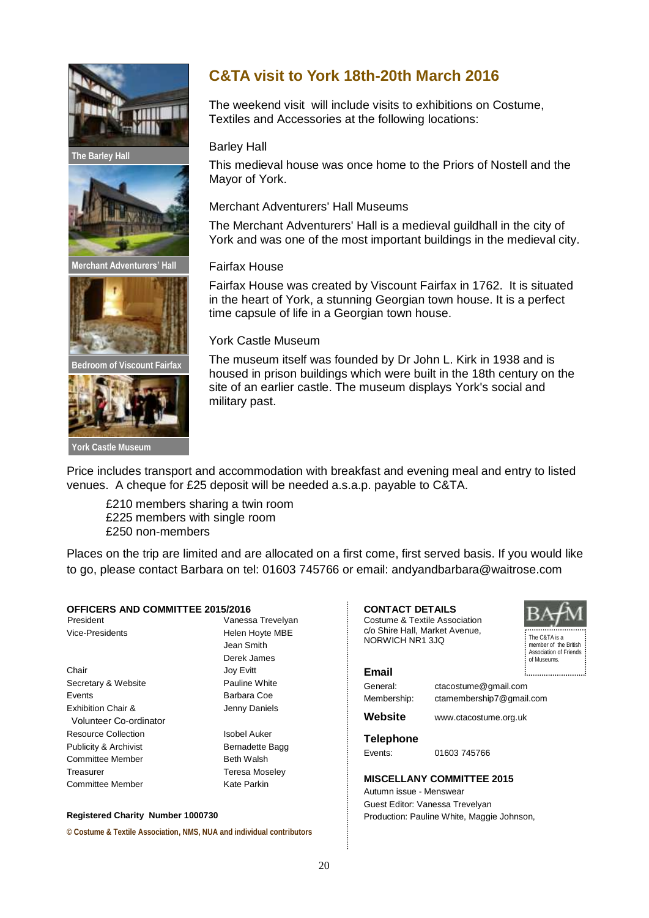The Barley Hall

Merchant Adventurers' Hall

Bedroom of Viscount Fairfax

York Castle Museum

## C&TA visit to York 18th-20th March 2016

The weekend visit will include visits to exhibitions on Costume, Textiles and Accessories at the following locations:

Barley Hall

This medieval house was once home to the Priors of Nostell and the Mayor of York.

Merchant Adventurers' Hall Museums

The Merchant Adventurers' Hall is a medieval guildhall in the city of York and was one of the most important buildings in the medieval city.

Fairfax House

Fairfax House was created by Viscount Fairfax in 1762. It is situated in the heart of York, a stunning Georgian town house. It is a perfect time capsule of life in a Georgian town house.

York Castle Museum

The museum itself was founded by Dr John L. Kirk in 1938 and is housed in prison buildings which were built in the 18th century on the site of an earlier castle. The museum displays York's social and military past.

Price includes transport and accommodation with breakfast and evening meal and entry to listed venues. A cheque for £25 deposit will be needed a.s.a.p. payable to C&TA.

£210 members sharing a twin room
£225 members with single room
£250 non-members

Places on the trip are limited and are allocated on a first come, first served basis. If you would like to go, please contact Barbara on tel: 01603 745766 or email: andyandbarbara@waitrose.com

**OFFICERS AND COMMITTEE 2015/2016**

| | |
|---|---|
| President | Vanessa Trevelyan |
| Vice-Presidents | Helen Hoyte MBE |
| | Jean Smith |
| | Derek James |
| Chair | Joy Evitt |
| Secretary & Website | Pauline White |
| Events | Barbara Coe |
| Exhibition Chair & Volunteer Co-ordinator | Jenny Daniels |
| Resource Collection | Isobel Auker |
| Publicity & Archivist | Bernadette Bagg |
| Committee Member | Beth Walsh |
| Treasurer | Teresa Moseley |
| Committee Member | Kate Parkin |

**Registered Charity Number 1000730**

© Costume & Textile Association, NMS, NUA and individual contributors

**CONTACT DETAILS**

Costume & Textile Association
c/o Shire Hall, Market Avenue,
NORWICH NR1 3JQ

BAfM

The C&TA is a member of the British Association of Friends of Museums.

**Email**

General: ctacostume@gmail.com
Membership: ctamembership7@gmail.com

**Website** www.ctacostume.org.uk

**Telephone**

Events: 01603 745766

**MISCELLANY COMMITTEE 2015**

Autumn issue - Menswear
Guest Editor: Vanessa Trevelyan
Production: Pauline White, Maggie Johnson,